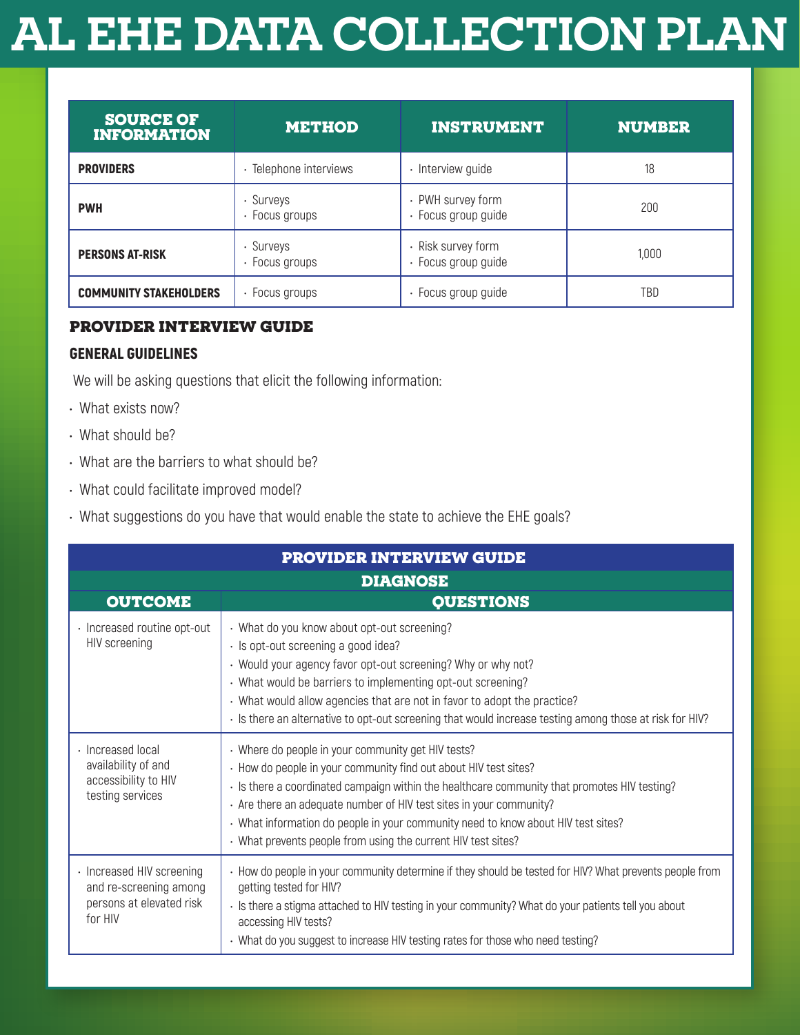# AL EHE DATA COLLECTION PLAN

| SOURCE OF INFORMATION | METHOD | INSTRUMENT | NUMBER |
|---|---|---|---|
| **PROVIDERS** | · Telephone interviews | · Interview guide | 18 |
| **PWH** | · Surveys<br>· Focus groups | · PWH survey form<br>· Focus group guide | 200 |
| **PERSONS AT-RISK** | · Surveys<br>· Focus groups | · Risk survey form<br>· Focus group guide | 1,000 |
| **COMMUNITY STAKEHOLDERS** | · Focus groups | · Focus group guide | TBD |

## PROVIDER INTERVIEW GUIDE

### GENERAL GUIDELINES

We will be asking questions that elicit the following information:

- What exists now?
- What should be?
- What are the barriers to what should be?
- What could facilitate improved model?
- What suggestions do you have that would enable the state to achieve the EHE goals?

| PROVIDER INTERVIEW GUIDE | |
|---|---|
| **DIAGNOSE** | |
| **OUTCOME** | **QUESTIONS** |
| · Increased routine opt-out HIV screening | · What do you know about opt-out screening?<br>· Is opt-out screening a good idea?<br>· Would your agency favor opt-out screening? Why or why not?<br>· What would be barriers to implementing opt-out screening?<br>· What would allow agencies that are not in favor to adopt the practice?<br>· Is there an alternative to opt-out screening that would increase testing among those at risk for HIV? |
| · Increased local availability of and accessibility to HIV testing services | · Where do people in your community get HIV tests?<br>· How do people in your community find out about HIV test sites?<br>· Is there a coordinated campaign within the healthcare community that promotes HIV testing?<br>· Are there an adequate number of HIV test sites in your community?<br>· What information do people in your community need to know about HIV test sites?<br>· What prevents people from using the current HIV test sites? |
| · Increased HIV screening and re-screening among persons at elevated risk for HIV | · How do people in your community determine if they should be tested for HIV? What prevents people from getting tested for HIV?<br>· Is there a stigma attached to HIV testing in your community? What do your patients tell you about accessing HIV tests?<br>· What do you suggest to increase HIV testing rates for those who need testing? |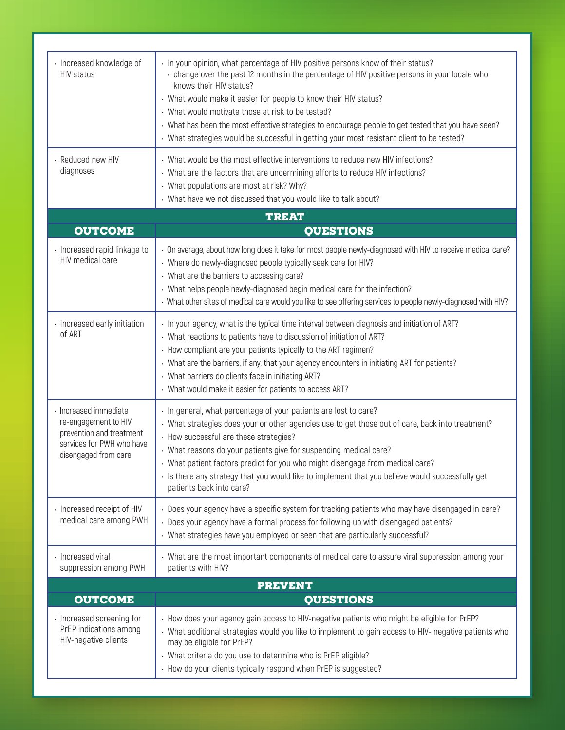| | |
|---|---|
| Increased knowledge of HIV status | • In your opinion, what percentage of HIV positive persons know of their status?<br>  • change over the past 12 months in the percentage of HIV positive persons in your locale who knows their HIV status?<br>• What would make it easier for people to know their HIV status?<br>• What would motivate those at risk to be tested?<br>• What has been the most effective strategies to encourage people to get tested that you have seen?<br>• What strategies would be successful in getting your most resistant client to be tested? |
| Reduced new HIV diagnoses | • What would be the most effective interventions to reduce new HIV infections?<br>• What are the factors that are undermining efforts to reduce HIV infections?<br>• What populations are most at risk? Why?<br>• What have we not discussed that you would like to talk about? |

**TREAT**

| OUTCOME | QUESTIONS |
|---|---|
| Increased rapid linkage to HIV medical care | • On average, about how long does it take for most people newly-diagnosed with HIV to receive medical care?<br>• Where do newly-diagnosed people typically seek care for HIV?<br>• What are the barriers to accessing care?<br>• What helps people newly-diagnosed begin medical care for the infection?<br>• What other sites of medical care would you like to see offering services to people newly-diagnosed with HIV? |
| Increased early initiation of ART | • In your agency, what is the typical time interval between diagnosis and initiation of ART?<br>• What reactions to patients have to discussion of initiation of ART?<br>• How compliant are your patients typically to the ART regimen?<br>• What are the barriers, if any, that your agency encounters in initiating ART for patients?<br>• What barriers do clients face in initiating ART?<br>• What would make it easier for patients to access ART? |
| Increased immediate re-engagement to HIV prevention and treatment services for PWH who have disengaged from care | • In general, what percentage of your patients are lost to care?<br>• What strategies does your or other agencies use to get those out of care, back into treatment?<br>• How successful are these strategies?<br>• What reasons do your patients give for suspending medical care?<br>• What patient factors predict for you who might disengage from medical care?<br>• Is there any strategy that you would like to implement that you believe would successfully get patients back into care? |
| Increased receipt of HIV medical care among PWH | • Does your agency have a specific system for tracking patients who may have disengaged in care?<br>• Does your agency have a formal process for following up with disengaged patients?<br>• What strategies have you employed or seen that are particularly successful? |
| Increased viral suppression among PWH | • What are the most important components of medical care to assure viral suppression among your patients with HIV? |

**PREVENT**

| OUTCOME | QUESTIONS |
|---|---|
| Increased screening for PrEP indications among HIV-negative clients | • How does your agency gain access to HIV-negative patients who might be eligible for PrEP?<br>• What additional strategies would you like to implement to gain access to HIV- negative patients who may be eligible for PrEP?<br>• What criteria do you use to determine who is PrEP eligible?<br>• How do your clients typically respond when PrEP is suggested? |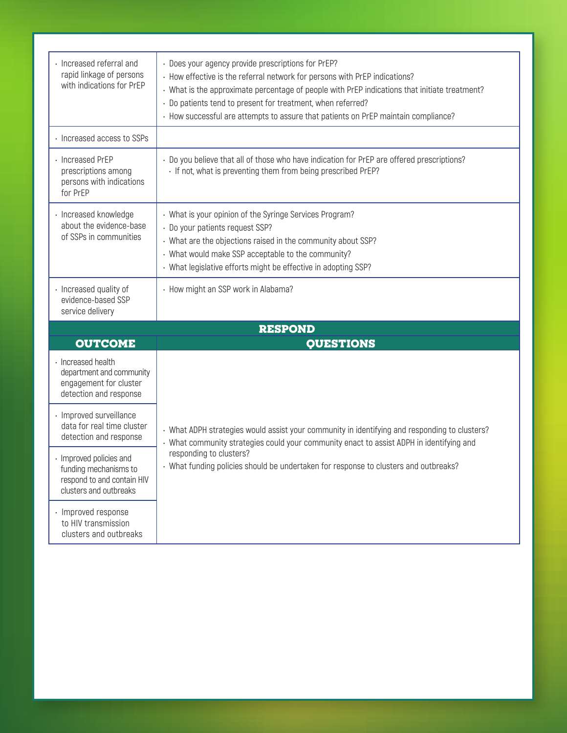| | |
|---|---|
| • Increased referral and rapid linkage of persons with indications for PrEP | • Does your agency provide prescriptions for PrEP?<br>• How effective is the referral network for persons with PrEP indications?<br>• What is the approximate percentage of people with PrEP indications that initiate treatment?<br>• Do patients tend to present for treatment, when referred?<br>• How successful are attempts to assure that patients on PrEP maintain compliance? |
| • Increased access to SSPs | |
| • Increased PrEP prescriptions among persons with indications for PrEP | • Do you believe that all of those who have indication for PrEP are offered prescriptions?<br>  • If not, what is preventing them from being prescribed PrEP? |
| • Increased knowledge about the evidence-base of SSPs in communities | • What is your opinion of the Syringe Services Program?<br>• Do your patients request SSP?<br>• What are the objections raised in the community about SSP?<br>• What would make SSP acceptable to the community?<br>• What legislative efforts might be effective in adopting SSP? |
| • Increased quality of evidence-based SSP service delivery | • How might an SSP work in Alabama? |

## RESPOND

| OUTCOME | QUESTIONS |
|---|---|
| • Increased health department and community engagement for cluster detection and response<br>• Improved surveillance data for real time cluster detection and response<br>• Improved policies and funding mechanisms to respond to and contain HIV clusters and outbreaks<br>• Improved response to HIV transmission clusters and outbreaks | • What ADPH strategies would assist your community in identifying and responding to clusters?<br>• What community strategies could your community enact to assist ADPH in identifying and responding to clusters?<br>• What funding policies should be undertaken for response to clusters and outbreaks? |